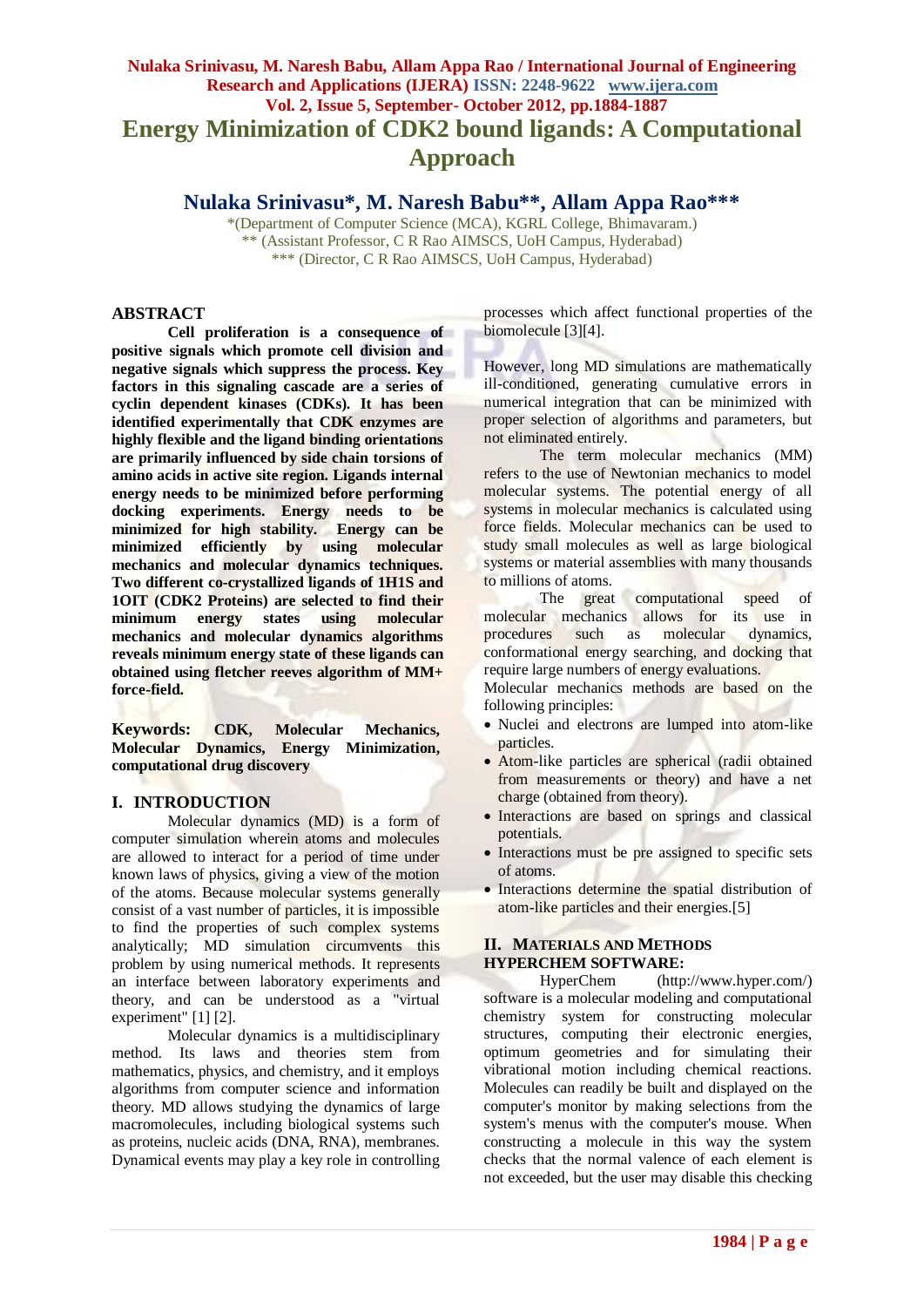# Energy Minimization of CDK2 bound ligands: A Computational Approach

## Nulaka Srinivasu*, M. Naresh Babu**, Allam Appa Rao***

*(Department of Computer Science (MCA), KGRL College, Bhimavaram.)
** (Assistant Professor, C R Rao AIMSCS, UoH Campus, Hyderabad)
*** (Director, C R Rao AIMSCS, UoH Campus, Hyderabad)

## ABSTRACT

**Cell proliferation is a consequence of positive signals which promote cell division and negative signals which suppress the process. Key factors in this signaling cascade are a series of cyclin dependent kinases (CDKs). It has been identified experimentally that CDK enzymes are highly flexible and the ligand binding orientations are primarily influenced by side chain torsions of amino acids in active site region. Ligands internal energy needs to be minimized before performing docking experiments. Energy needs to be minimized for high stability. Energy can be minimized efficiently by using molecular mechanics and molecular dynamics techniques. Two different co-crystallized ligands of 1H1S and 1OIT (CDK2 Proteins) are selected to find their minimum energy states using molecular mechanics and molecular dynamics algorithms reveals minimum energy state of these ligands can obtained using fletcher reeves algorithm of MM+ force-field.**

**Keywords: CDK, Molecular Mechanics, Molecular Dynamics, Energy Minimization, computational drug discovery**

## I. INTRODUCTION

Molecular dynamics (MD) is a form of computer simulation wherein atoms and molecules are allowed to interact for a period of time under known laws of physics, giving a view of the motion of the atoms. Because molecular systems generally consist of a vast number of particles, it is impossible to find the properties of such complex systems analytically; MD simulation circumvents this problem by using numerical methods. It represents an interface between laboratory experiments and theory, and can be understood as a "virtual experiment" [1] [2].

Molecular dynamics is a multidisciplinary method. Its laws and theories stem from mathematics, physics, and chemistry, and it employs algorithms from computer science and information theory. MD allows studying the dynamics of large macromolecules, including biological systems such as proteins, nucleic acids (DNA, RNA), membranes. Dynamical events may play a key role in controlling processes which affect functional properties of the biomolecule [3][4].

However, long MD simulations are mathematically ill-conditioned, generating cumulative errors in numerical integration that can be minimized with proper selection of algorithms and parameters, but not eliminated entirely.

The term molecular mechanics (MM) refers to the use of Newtonian mechanics to model molecular systems. The potential energy of all systems in molecular mechanics is calculated using force fields. Molecular mechanics can be used to study small molecules as well as large biological systems or material assemblies with many thousands to millions of atoms.

The great computational speed of molecular mechanics allows for its use in procedures such as molecular dynamics, conformational energy searching, and docking that require large numbers of energy evaluations.

Molecular mechanics methods are based on the following principles:

- Nuclei and electrons are lumped into atom-like particles.
- Atom-like particles are spherical (radii obtained from measurements or theory) and have a net charge (obtained from theory).
- Interactions are based on springs and classical potentials.
- Interactions must be pre assigned to specific sets of atoms.
- Interactions determine the spatial distribution of atom-like particles and their energies.[5]

## II. MATERIALS AND METHODS

### HYPERCHEM SOFTWARE:

HyperChem (http://www.hyper.com/) software is a molecular modeling and computational chemistry system for constructing molecular structures, computing their electronic energies, optimum geometries and for simulating their vibrational motion including chemical reactions. Molecules can readily be built and displayed on the computer's monitor by making selections from the system's menus with the computer's mouse. When constructing a molecule in this way the system checks that the normal valence of each element is not exceeded, but the user may disable this checking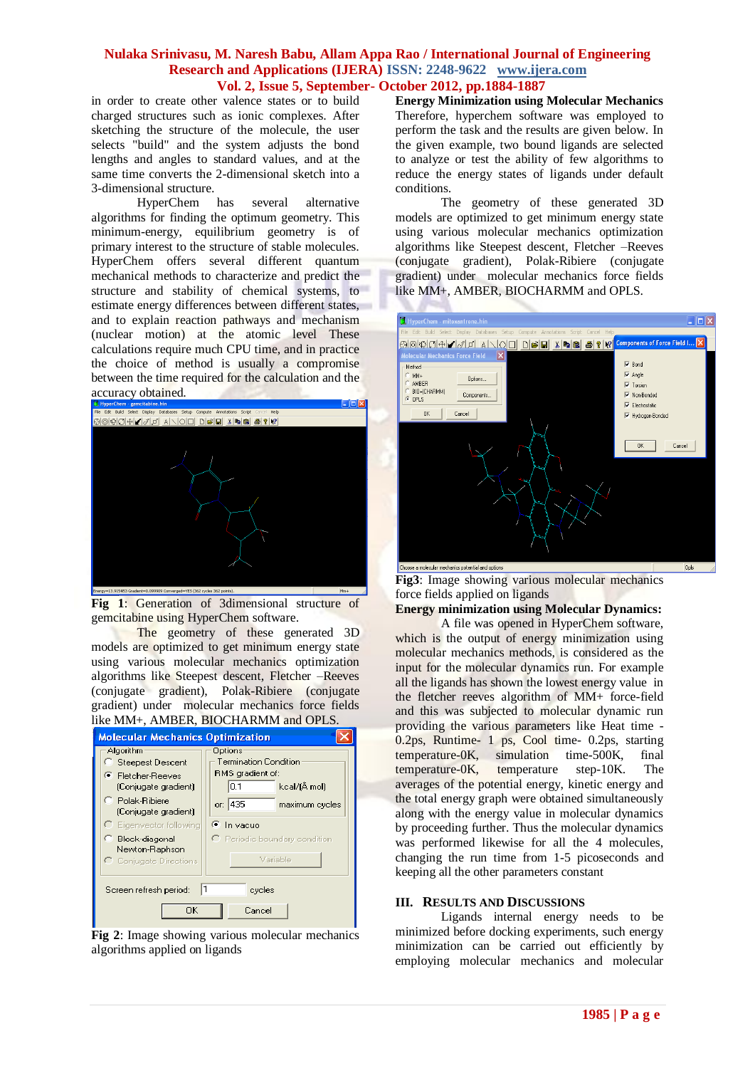in order to create other valence states or to build charged structures such as ionic complexes. After sketching the structure of the molecule, the user selects "build" and the system adjusts the bond lengths and angles to standard values, and at the same time converts the 2-dimensional sketch into a 3-dimensional structure.

HyperChem has several alternative algorithms for finding the optimum geometry. This minimum-energy, equilibrium geometry is of primary interest to the structure of stable molecules. HyperChem offers several different quantum mechanical methods to characterize and predict the structure and stability of chemical systems, to estimate energy differences between different states, and to explain reaction pathways and mechanism (nuclear motion) at the atomic level These calculations require much CPU time, and in practice the choice of method is usually a compromise between the time required for the calculation and the accuracy obtained.

**Fig 1**: Generation of 3dimensional structure of gemcitabine using HyperChem software.

The geometry of these generated 3D models are optimized to get minimum energy state using various molecular mechanics optimization algorithms like Steepest descent, Fletcher –Reeves (conjugate gradient), Polak-Ribiere (conjugate gradient) under molecular mechanics force fields like MM+, AMBER, BIOCHARMM and OPLS.

**Fig 2**: Image showing various molecular mechanics algorithms applied on ligands

**Energy Minimization using Molecular Mechanics**
Therefore, hyperchem software was employed to perform the task and the results are given below. In the given example, two bound ligands are selected to analyze or test the ability of few algorithms to reduce the energy states of ligands under default conditions.

The geometry of these generated 3D models are optimized to get minimum energy state using various molecular mechanics optimization algorithms like Steepest descent, Fletcher –Reeves (conjugate gradient), Polak-Ribiere (conjugate gradient) under molecular mechanics force fields like MM+, AMBER, BIOCHARMM and OPLS.

**Fig3**: Image showing various molecular mechanics force fields applied on ligands

**Energy minimization using Molecular Dynamics:**
A file was opened in HyperChem software, which is the output of energy minimization using molecular mechanics methods, is considered as the input for the molecular dynamics run. For example all the ligands has shown the lowest energy value in the fletcher reeves algorithm of MM+ force-field and this was subjected to molecular dynamic run providing the various parameters like Heat time - 0.2ps, Runtime- 1 ps, Cool time- 0.2ps, starting temperature-0K, simulation time-500K, final temperature-0K, temperature step-10K. The averages of the potential energy, kinetic energy and the total energy graph were obtained simultaneously along with the energy value in molecular dynamics by proceeding further. Thus the molecular dynamics was performed likewise for all the 4 molecules, changing the run time from 1-5 picoseconds and keeping all the other parameters constant

## III. RESULTS AND DISCUSSIONS

Ligands internal energy needs to be minimized before docking experiments, such energy minimization can be carried out efficiently by employing molecular mechanics and molecular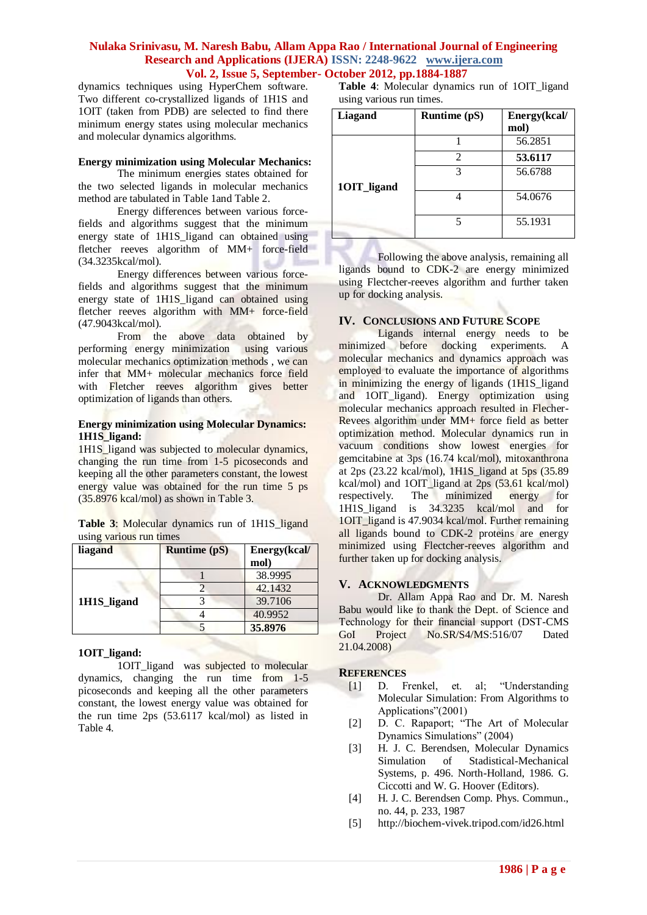dynamics techniques using HyperChem software. Two different co-crystallized ligands of 1H1S and 1OIT (taken from PDB) are selected to find there minimum energy states using molecular mechanics and molecular dynamics algorithms.

**Energy minimization using Molecular Mechanics:**

The minimum energies states obtained for the two selected ligands in molecular mechanics method are tabulated in Table 1and Table 2.

Energy differences between various force-fields and algorithms suggest that the minimum energy state of 1H1S_ligand can obtained using fletcher reeves algorithm of MM+ force-field (34.3235kcal/mol).

Energy differences between various force-fields and algorithms suggest that the minimum energy state of 1H1S_ligand can obtained using fletcher reeves algorithm with MM+ force-field (47.9043kcal/mol).

From the above data obtained by performing energy minimization using various molecular mechanics optimization methods , we can infer that MM+ molecular mechanics force field with Fletcher reeves algorithm gives better optimization of ligands than others.

**Energy minimization using Molecular Dynamics:**
**1H1S_ligand:**

1H1S_ligand was subjected to molecular dynamics, changing the run time from 1-5 picoseconds and keeping all the other parameters constant, the lowest energy value was obtained for the run time 5 ps (35.8976 kcal/mol) as shown in Table 3.

**Table 3**: Molecular dynamics run of 1H1S_ligand using various run times

| liagand | Runtime (pS) | Energy(kcal/mol) |
|---|---|---|
| 1H1S_ligand | 1 | 38.9995 |
| | 2 | 42.1432 |
| | 3 | 39.7106 |
| | 4 | 40.9952 |
| | 5 | **35.8976** |

**1OIT_ligand:**

1OIT_ligand was subjected to molecular dynamics, changing the run time from 1-5 picoseconds and keeping all the other parameters constant, the lowest energy value was obtained for the run time 2ps (53.6117 kcal/mol) as listed in Table 4.

**Table 4**: Molecular dynamics run of 1OIT_ligand using various run times.

| Liagand | Runtime (pS) | Energy(kcal/mol) |
|---|---|---|
| 1OIT_ligand | 1 | 56.2851 |
| | 2 | **53.6117** |
| | 3 | 56.6788 |
| | 4 | 54.0676 |
| | 5 | 55.1931 |

Following the above analysis, remaining all ligands bound to CDK-2 are energy minimized using Flectcher-reeves algorithm and further taken up for docking analysis.

## IV. Conclusions and Future Scope

Ligands internal energy needs to be minimized before docking experiments. A molecular mechanics and dynamics approach was employed to evaluate the importance of algorithms in minimizing the energy of ligands (1H1S_ligand and 1OIT_ligand). Energy optimization using molecular mechanics approach resulted in Flecher-Revees algorithm under MM+ force field as better optimization method. Molecular dynamics run in vacuum conditions show lowest energies for gemcitabine at 3ps (16.74 kcal/mol), mitoxanthrona at 2ps (23.22 kcal/mol), 1H1S_ligand at 5ps (35.89 kcal/mol) and 1OIT_ligand at 2ps (53.61 kcal/mol) respectively. The minimized energy for 1H1S_ligand is 34.3235 kcal/mol and for 1OIT_ligand is 47.9034 kcal/mol. Further remaining all ligands bound to CDK-2 proteins are energy minimized using Flectcher-reeves algorithm and further taken up for docking analysis.

## V. Acknowledgments

Dr. Allam Appa Rao and Dr. M. Naresh Babu would like to thank the Dept. of Science and Technology for their financial support (DST-CMS GoI Project No.SR/S4/MS:516/07 Dated 21.04.2008)

## References

[1] D. Frenkel, et. al; "Understanding Molecular Simulation: From Algorithms to Applications"(2001)

[2] D. C. Rapaport; "The Art of Molecular Dynamics Simulations" (2004)

[3] H. J. C. Berendsen, Molecular Dynamics Simulation of Stadistical-Mechanical Systems, p. 496. North-Holland, 1986. G. Ciccotti and W. G. Hoover (Editors).

[4] H. J. C. Berendsen Comp. Phys. Commun., no. 44, p. 233, 1987

[5] http://biochem-vivek.tripod.com/id26.html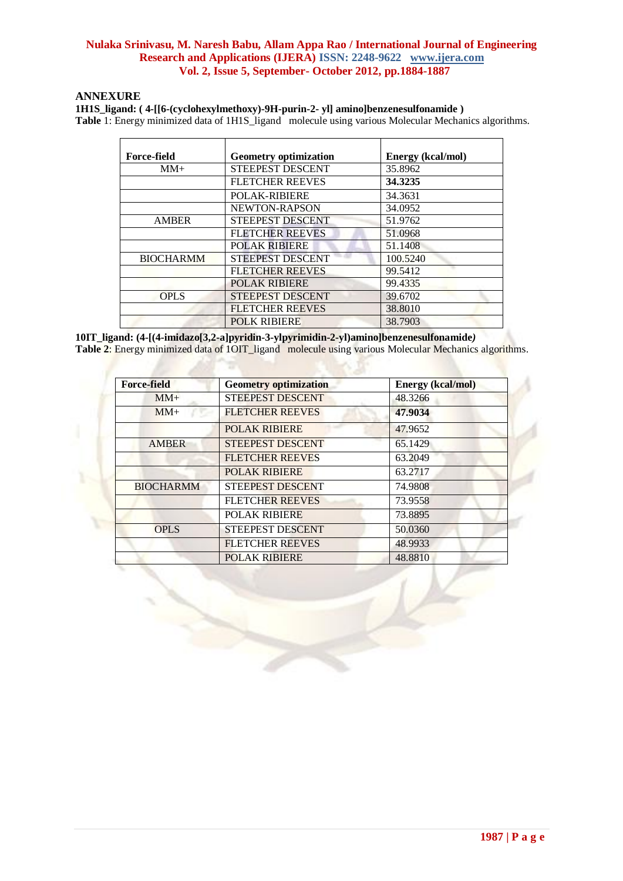## ANNEXURE

**1H1S_ligand: ( 4-[[6-(cyclohexylmethoxy)-9H-purin-2- yl] amino]benzenesulfonamide )**

**Table** 1: Energy minimized data of 1H1S_ligand molecule using various Molecular Mechanics algorithms.

| Force-field | Geometry optimization | Energy (kcal/mol) |
|---|---|---|
| MM+ | STEEPEST DESCENT | 35.8962 |
| | FLETCHER REEVES | **34.3235** |
| | POLAK-RIBIERE | 34.3631 |
| | NEWTON-RAPSON | 34.0952 |
| AMBER | STEEPEST DESCENT | 51.9762 |
| | FLETCHER REEVES | 51.0968 |
| | POLAK RIBIERE | 51.1408 |
| BIOCHARMM | STEEPEST DESCENT | 100.5240 |
| | FLETCHER REEVES | 99.5412 |
| | POLAK RIBIERE | 99.4335 |
| OPLS | STEEPEST DESCENT | 39.6702 |
| | FLETCHER REEVES | 38.8010 |
| | POLK RIBIERE | 38.7903 |

**1OIT_ligand: (4-[(4-imidazo[3,2-a]pyridin-3-ylpyrimidin-2-yl)amino]benzenesulfonamide)**

**Table 2**: Energy minimized data of 1OIT_ligand molecule using various Molecular Mechanics algorithms.

| Force-field | Geometry optimization | Energy (kcal/mol) |
|---|---|---|
| MM+ | STEEPEST DESCENT | 48.3266 |
| MM+ | FLETCHER REEVES | **47.9034** |
| | POLAK RIBIERE | 47.9652 |
| AMBER | STEEPEST DESCENT | 65.1429 |
| | FLETCHER REEVES | 63.2049 |
| | POLAK RIBIERE | 63.2717 |
| BIOCHARMM | STEEPEST DESCENT | 74.9808 |
| | FLETCHER REEVES | 73.9558 |
| | POLAK RIBIERE | 73.8895 |
| OPLS | STEEPEST DESCENT | 50.0360 |
| | FLETCHER REEVES | 48.9933 |
| | POLAK RIBIERE | 48.8810 |